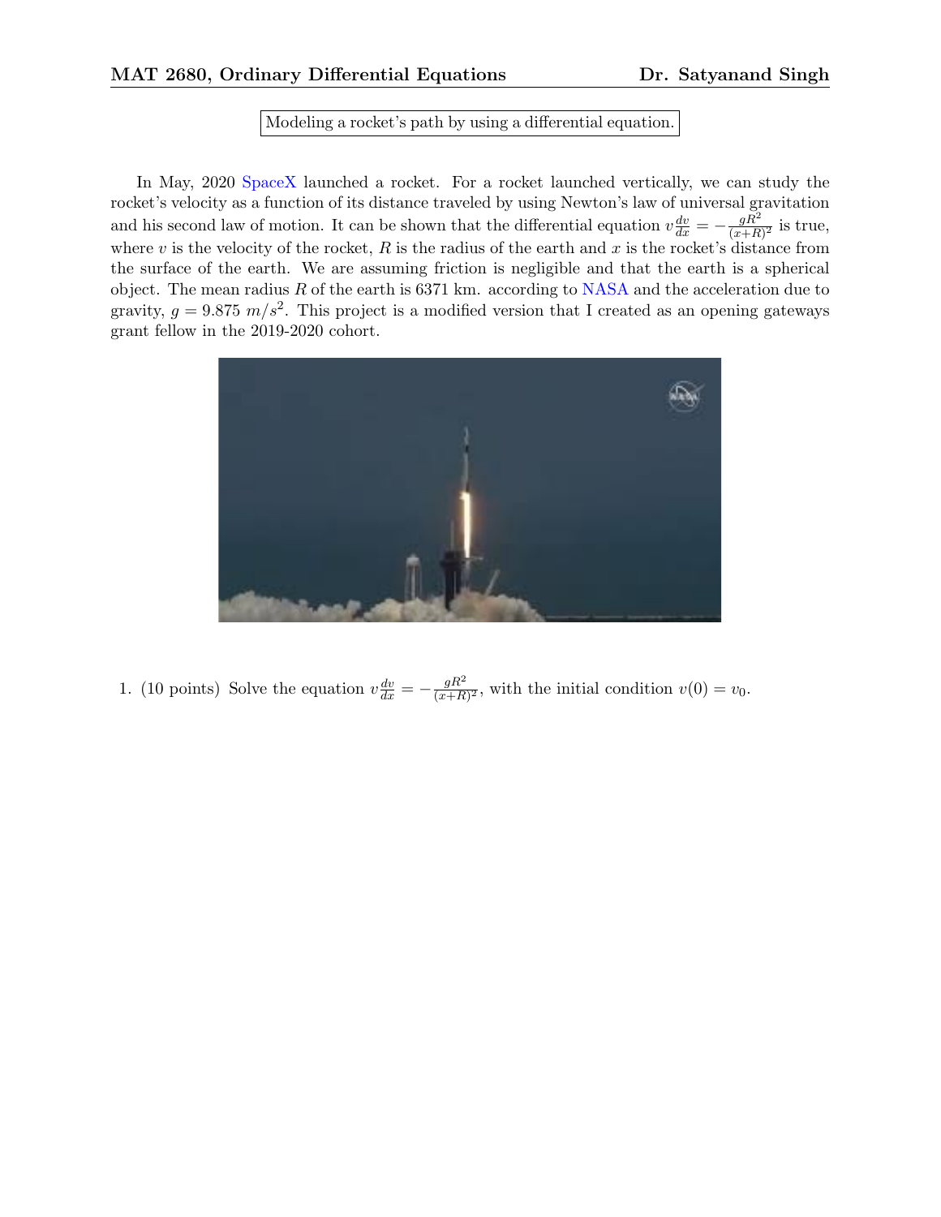Modeling a rocket's path by using a differential equation.

In May, 2020 SpaceX launched a rocket. For a rocket launched vertically, we can study the rocket's velocity as a function of its distance traveled by using Newton's law of universal gravitation and his second law of motion. It can be shown that the differential equation $v\frac{dv}{dx} = -\frac{gR^2}{(x+R)^2}$ is true, where $v$ is the velocity of the rocket, $R$ is the radius of the earth and $x$ is the rocket's distance from the surface of the earth. We are assuming friction is negligible and that the earth is a spherical object. The mean radius $R$ of the earth is 6371 km. according to NASA and the acceleration due to gravity, $g = 9.875\ m/s^2$. This project is a modified version that I created as an opening gateways grant fellow in the 2019-2020 cohort.

1. (10 points) Solve the equation $v\frac{dv}{dx} = -\frac{gR^2}{(x+R)^2}$, with the initial condition $v(0) = v_0$.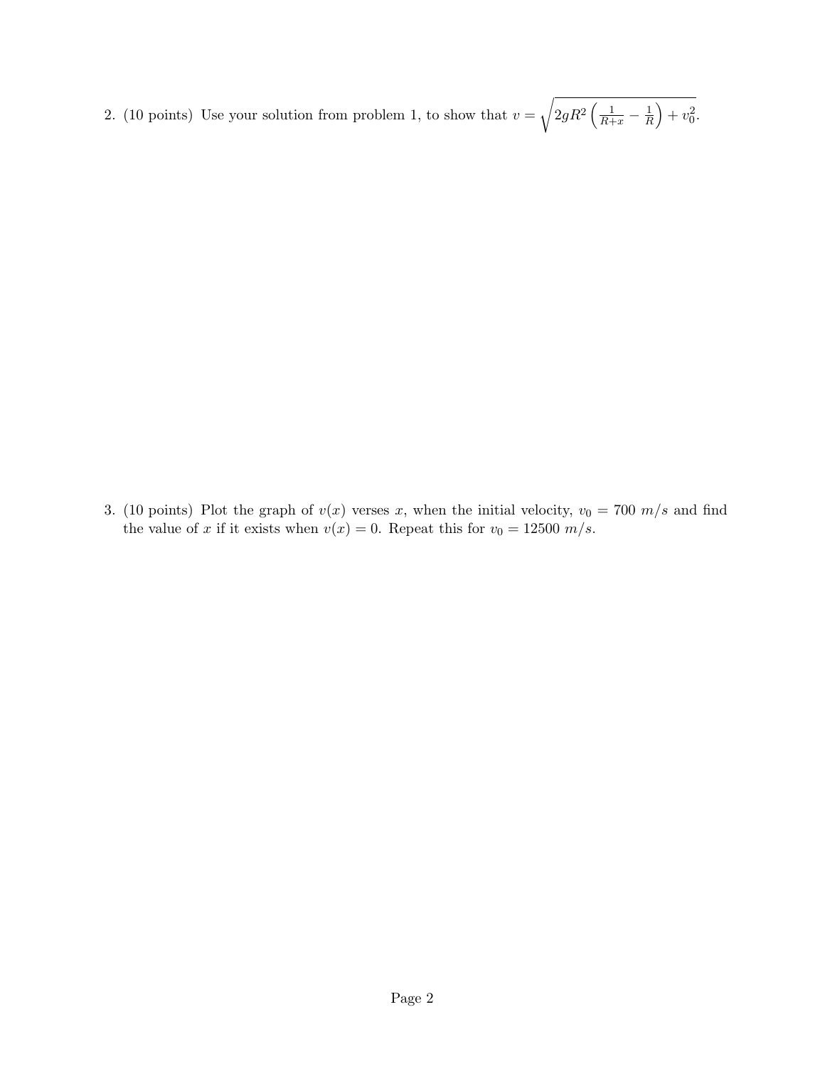2. (10 points) Use your solution from problem 1, to show that $v = \sqrt{2gR^2\left(\frac{1}{R+x} - \frac{1}{R}\right) + v_0^2}$.

3. (10 points) Plot the graph of $v(x)$ verses $x$, when the initial velocity, $v_0 = 700\ m/s$ and find the value of $x$ if it exists when $v(x) = 0$. Repeat this for $v_0 = 12500\ m/s$.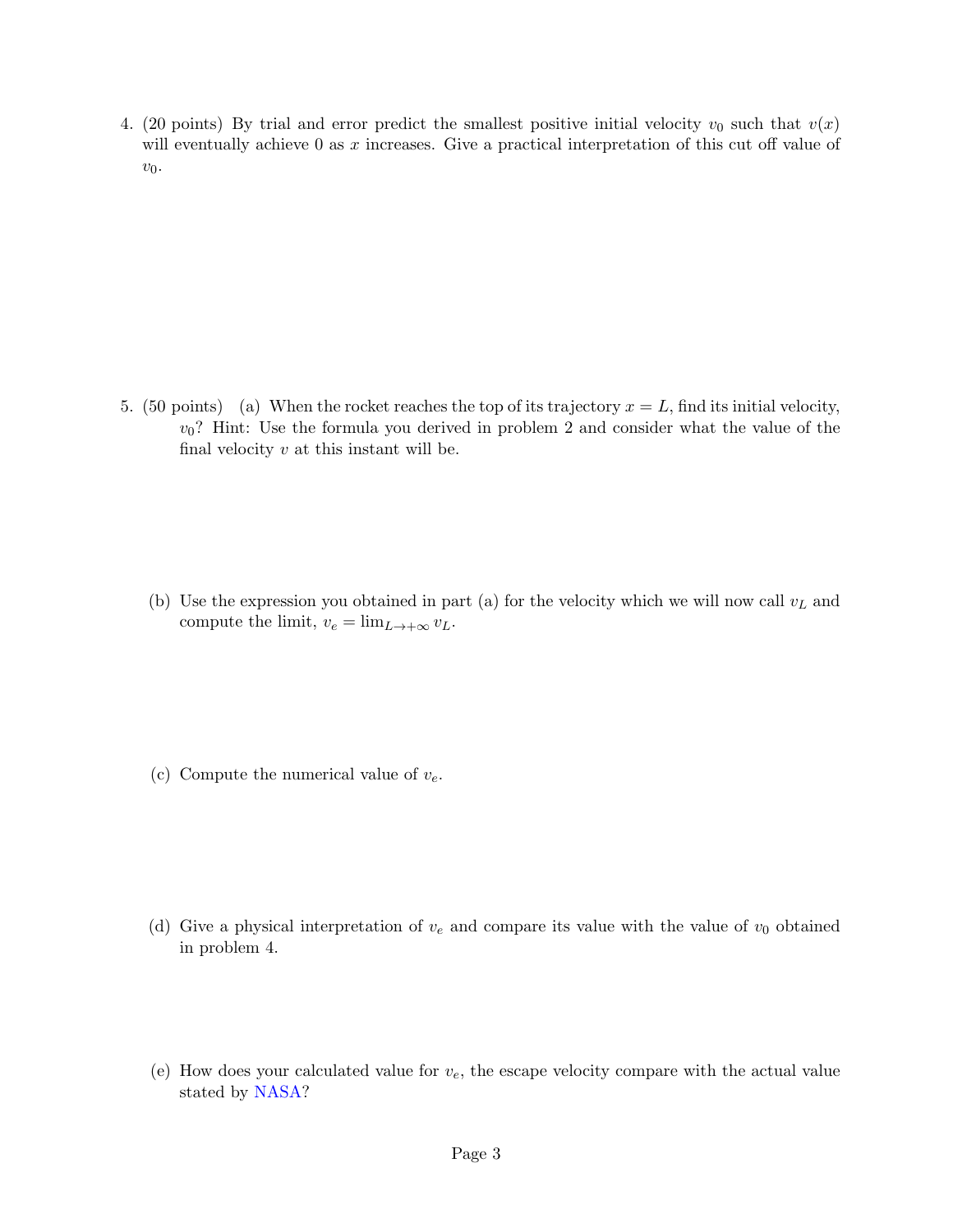4. (20 points) By trial and error predict the smallest positive initial velocity $v_0$ such that $v(x)$ will eventually achieve 0 as $x$ increases. Give a practical interpretation of this cut off value of $v_0$.

5. (50 points) (a) When the rocket reaches the top of its trajectory $x = L$, find its initial velocity, $v_0$? Hint: Use the formula you derived in problem 2 and consider what the value of the final velocity $v$ at this instant will be.

   (b) Use the expression you obtained in part (a) for the velocity which we will now call $v_L$ and compute the limit, $v_e = \lim_{L \to +\infty} v_L$.

   (c) Compute the numerical value of $v_e$.

   (d) Give a physical interpretation of $v_e$ and compare its value with the value of $v_0$ obtained in problem 4.

   (e) How does your calculated value for $v_e$, the escape velocity compare with the actual value stated by NASA?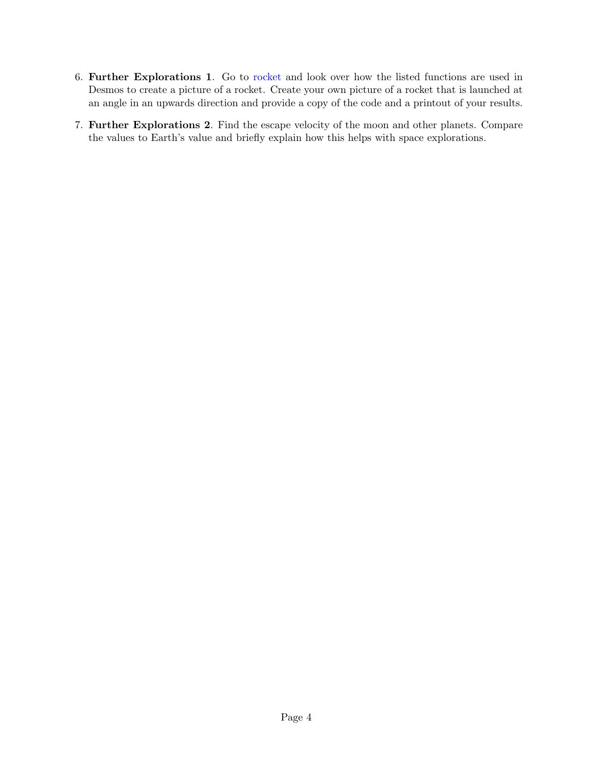6. **Further Explorations 1**. Go to rocket and look over how the listed functions are used in Desmos to create a picture of a rocket. Create your own picture of a rocket that is launched at an angle in an upwards direction and provide a copy of the code and a printout of your results.

7. **Further Explorations 2**. Find the escape velocity of the moon and other planets. Compare the values to Earth's value and briefly explain how this helps with space explorations.